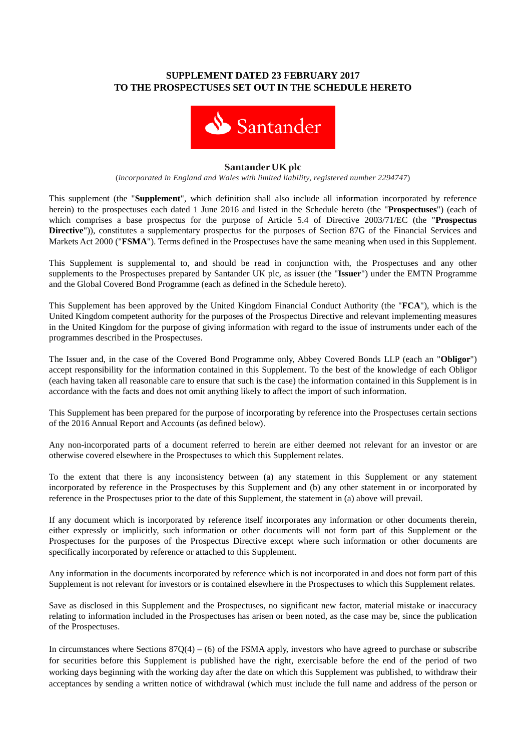**SUPPLEMENT DATED 23 FEBRUARY 2017**
**TO THE PROSPECTUSES SET OUT IN THE SCHEDULE HERETO**

Santander

**Santander UK plc**

(*incorporated in England and Wales with limited liability, registered number 2294747*)

This supplement (the "**Supplement**", which definition shall also include all information incorporated by reference herein) to the prospectuses each dated 1 June 2016 and listed in the Schedule hereto (the "**Prospectuses**") (each of which comprises a base prospectus for the purpose of Article 5.4 of Directive 2003/71/EC (the "**Prospectus Directive**")), constitutes a supplementary prospectus for the purposes of Section 87G of the Financial Services and Markets Act 2000 ("**FSMA**"). Terms defined in the Prospectuses have the same meaning when used in this Supplement.

This Supplement is supplemental to, and should be read in conjunction with, the Prospectuses and any other supplements to the Prospectuses prepared by Santander UK plc, as issuer (the "**Issuer**") under the EMTN Programme and the Global Covered Bond Programme (each as defined in the Schedule hereto).

This Supplement has been approved by the United Kingdom Financial Conduct Authority (the "**FCA**"), which is the United Kingdom competent authority for the purposes of the Prospectus Directive and relevant implementing measures in the United Kingdom for the purpose of giving information with regard to the issue of instruments under each of the programmes described in the Prospectuses.

The Issuer and, in the case of the Covered Bond Programme only, Abbey Covered Bonds LLP (each an "**Obligor**") accept responsibility for the information contained in this Supplement. To the best of the knowledge of each Obligor (each having taken all reasonable care to ensure that such is the case) the information contained in this Supplement is in accordance with the facts and does not omit anything likely to affect the import of such information.

This Supplement has been prepared for the purpose of incorporating by reference into the Prospectuses certain sections of the 2016 Annual Report and Accounts (as defined below).

Any non-incorporated parts of a document referred to herein are either deemed not relevant for an investor or are otherwise covered elsewhere in the Prospectuses to which this Supplement relates.

To the extent that there is any inconsistency between (a) any statement in this Supplement or any statement incorporated by reference in the Prospectuses by this Supplement and (b) any other statement in or incorporated by reference in the Prospectuses prior to the date of this Supplement, the statement in (a) above will prevail.

If any document which is incorporated by reference itself incorporates any information or other documents therein, either expressly or implicitly, such information or other documents will not form part of this Supplement or the Prospectuses for the purposes of the Prospectus Directive except where such information or other documents are specifically incorporated by reference or attached to this Supplement.

Any information in the documents incorporated by reference which is not incorporated in and does not form part of this Supplement is not relevant for investors or is contained elsewhere in the Prospectuses to which this Supplement relates.

Save as disclosed in this Supplement and the Prospectuses, no significant new factor, material mistake or inaccuracy relating to information included in the Prospectuses has arisen or been noted, as the case may be, since the publication of the Prospectuses.

In circumstances where Sections 87Q(4) – (6) of the FSMA apply, investors who have agreed to purchase or subscribe for securities before this Supplement is published have the right, exercisable before the end of the period of two working days beginning with the working day after the date on which this Supplement was published, to withdraw their acceptances by sending a written notice of withdrawal (which must include the full name and address of the person or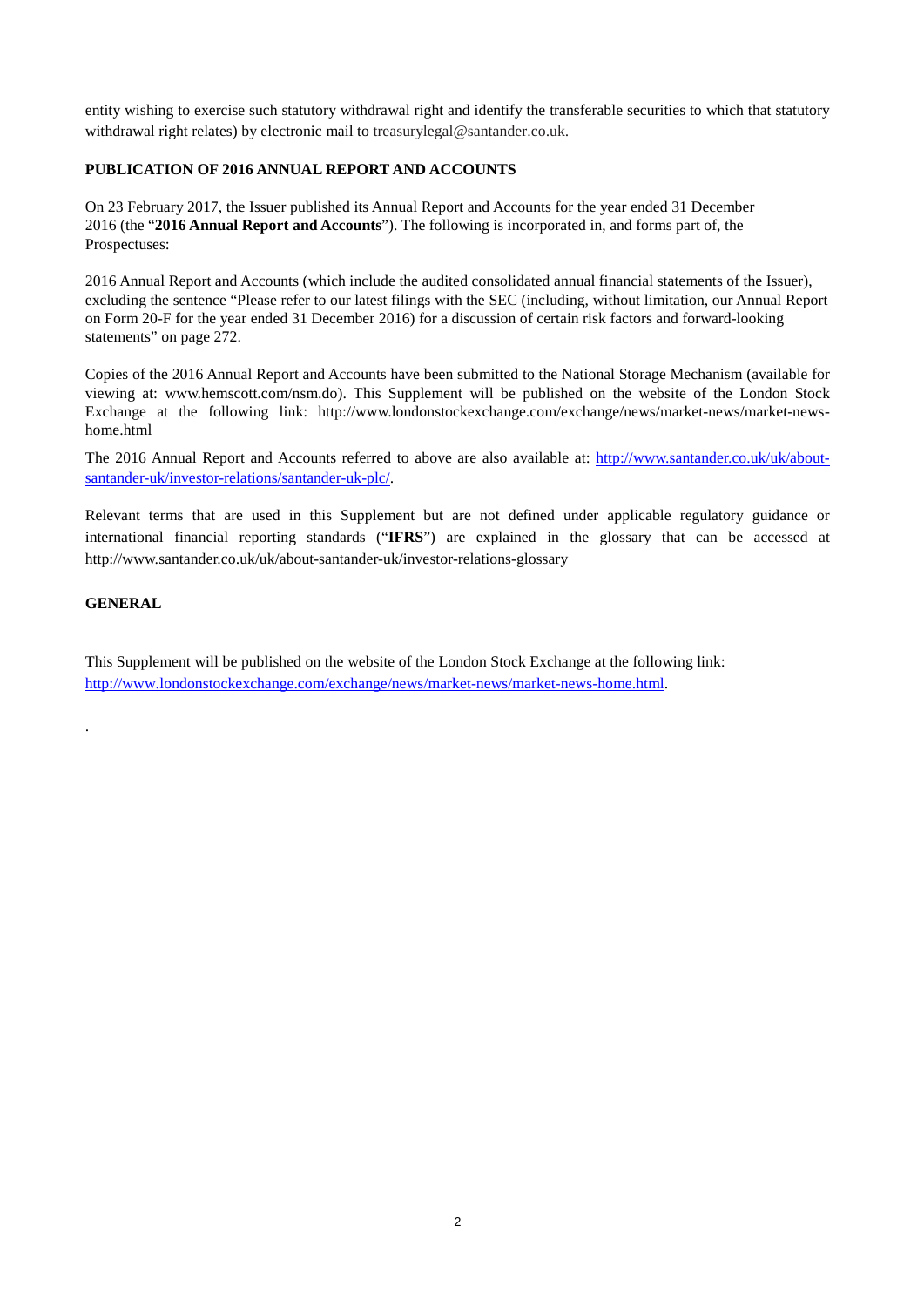entity wishing to exercise such statutory withdrawal right and identify the transferable securities to which that statutory withdrawal right relates) by electronic mail to treasurylegal@santander.co.uk.

**PUBLICATION OF 2016 ANNUAL REPORT AND ACCOUNTS**

On 23 February 2017, the Issuer published its Annual Report and Accounts for the year ended 31 December 2016 (the "**2016 Annual Report and Accounts**"). The following is incorporated in, and forms part of, the Prospectuses:

2016 Annual Report and Accounts (which include the audited consolidated annual financial statements of the Issuer), excluding the sentence "Please refer to our latest filings with the SEC (including, without limitation, our Annual Report on Form 20-F for the year ended 31 December 2016) for a discussion of certain risk factors and forward-looking statements" on page 272.

Copies of the 2016 Annual Report and Accounts have been submitted to the National Storage Mechanism (available for viewing at: www.hemscott.com/nsm.do). This Supplement will be published on the website of the London Stock Exchange at the following link: http://www.londonstockexchange.com/exchange/news/market-news/market-news-home.html

The 2016 Annual Report and Accounts referred to above are also available at: http://www.santander.co.uk/uk/about-santander-uk/investor-relations/santander-uk-plc/.

Relevant terms that are used in this Supplement but are not defined under applicable regulatory guidance or international financial reporting standards ("**IFRS**") are explained in the glossary that can be accessed at http://www.santander.co.uk/uk/about-santander-uk/investor-relations-glossary

**GENERAL**

This Supplement will be published on the website of the London Stock Exchange at the following link: http://www.londonstockexchange.com/exchange/news/market-news/market-news-home.html.

.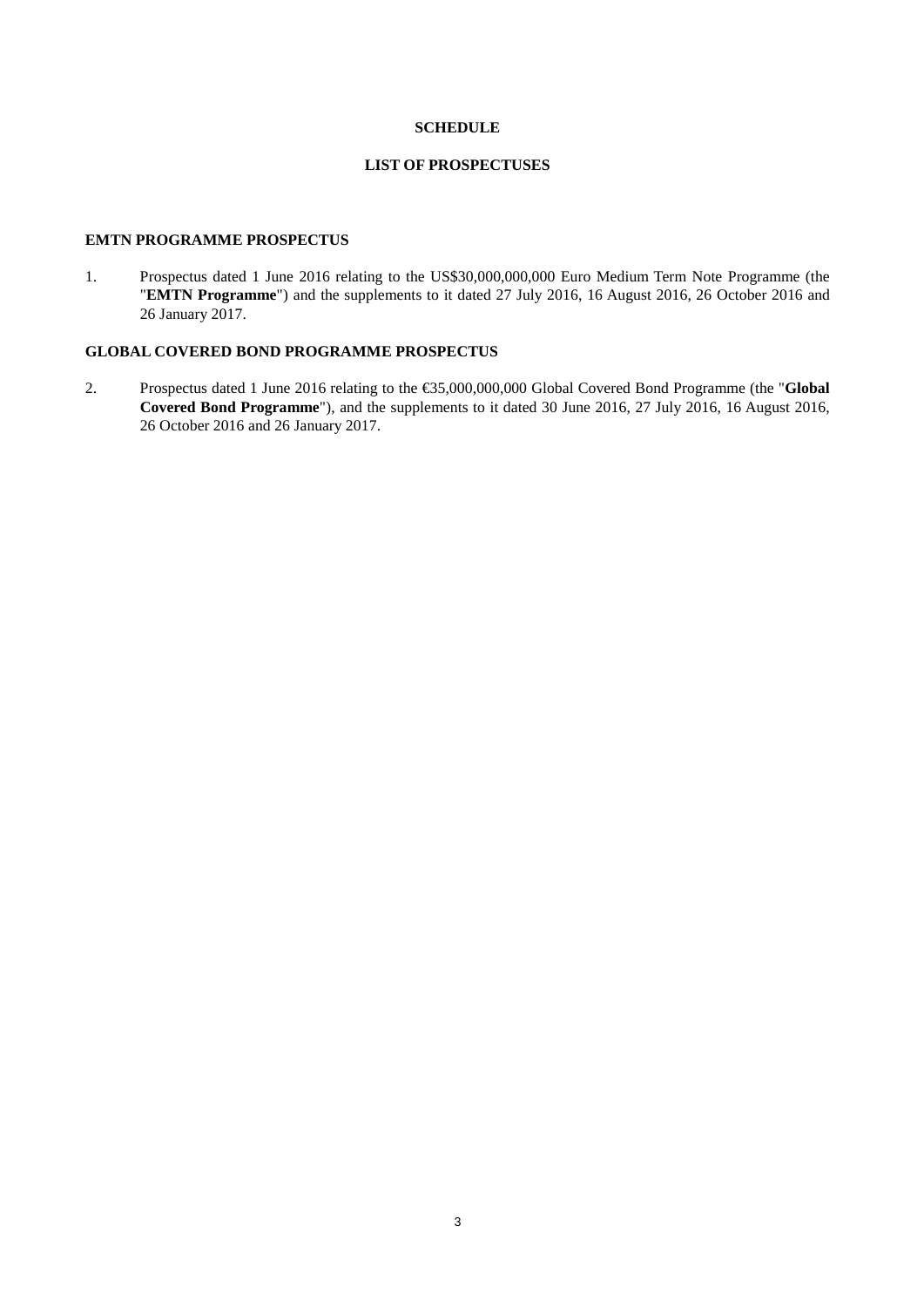**SCHEDULE**

**LIST OF PROSPECTUSES**

**EMTN PROGRAMME PROSPECTUS**

1. Prospectus dated 1 June 2016 relating to the US$30,000,000,000 Euro Medium Term Note Programme (the "**EMTN Programme**") and the supplements to it dated 27 July 2016, 16 August 2016, 26 October 2016 and 26 January 2017.

**GLOBAL COVERED BOND PROGRAMME PROSPECTUS**

2. Prospectus dated 1 June 2016 relating to the €35,000,000,000 Global Covered Bond Programme (the "**Global Covered Bond Programme**"), and the supplements to it dated 30 June 2016, 27 July 2016, 16 August 2016, 26 October 2016 and 26 January 2017.